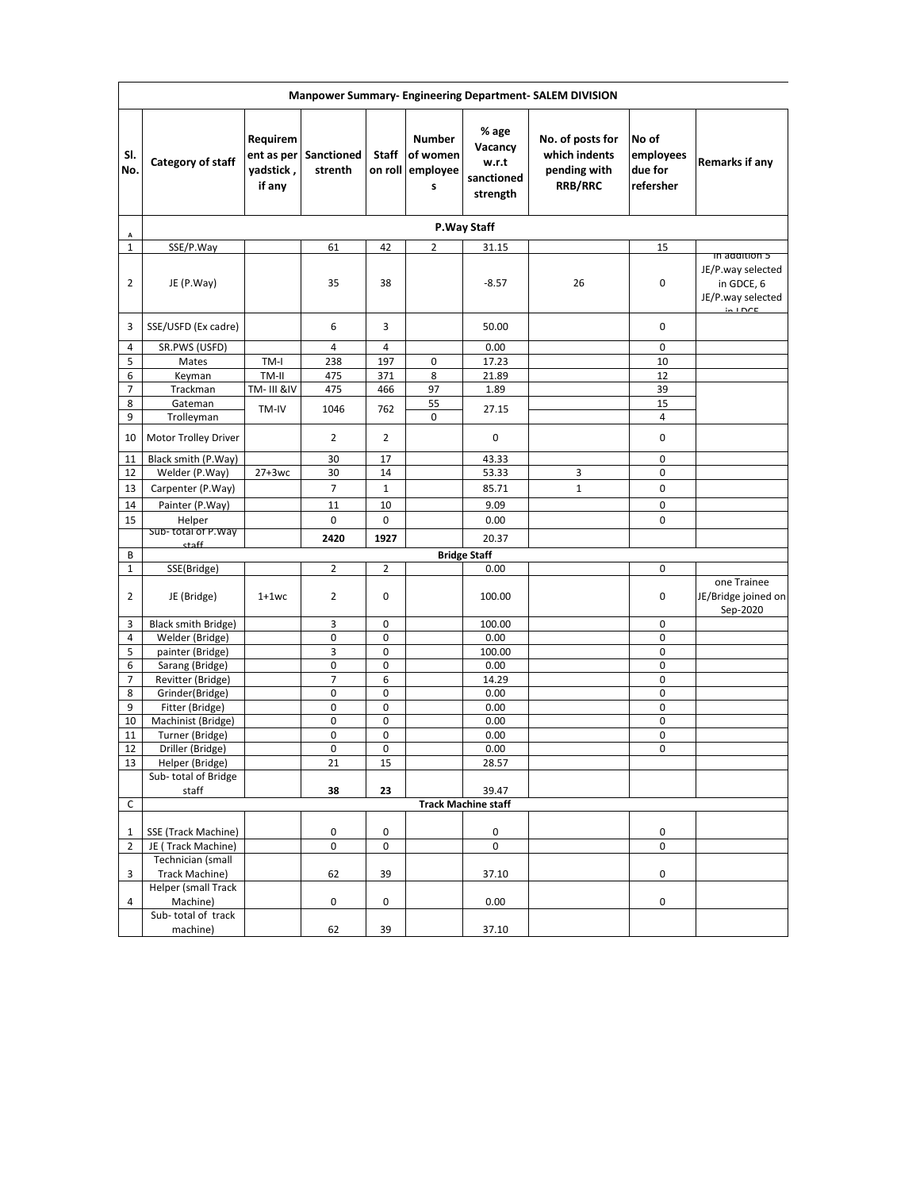| Manpower Summary- Engineering Department- SALEM DIVISION | | | | | | | | | |
|---|---|---|---|---|---|---|---|---|---|
| Sl. No. | Category of staff | Requirement as per yadstick , if any | Sanctioned strenth | Staff on roll | Number of women employees | % age Vacancy w.r.t sanctioned strength | No. of posts for which indents pending with RRB/RRC | No of employees due for refersher | Remarks if any |
| A | P.Way Staff | | | | | | | | |
| 1 | SSE/P.Way | | 61 | 42 | 2 | 31.15 | | 15 | |
| 2 | JE (P.Way) | | 35 | 38 | | -8.57 | 26 | 0 | In addition 5 JE/P.way selected in GDCE, 6 JE/P.way selected in LDCE |
| 3 | SSE/USFD (Ex cadre) | | 6 | 3 | | 50.00 | | 0 | |
| 4 | SR.PWS (USFD) | | 4 | 4 | | 0.00 | | 0 | |
| 5 | Mates | TM-I | 238 | 197 | 0 | 17.23 | | 10 | |
| 6 | Keyman | TM-II | 475 | 371 | 8 | 21.89 | | 12 | |
| 7 | Trackman | TM- III &IV | 475 | 466 | 97 | 1.89 | | 39 | |
| 8 | Gateman | TM-IV | 1046 | 762 | 55 | 27.15 | | 15 | |
| 9 | Trolleyman | | | | 0 | | | 4 | |
| 10 | Motor Trolley Driver | | 2 | 2 | | 0 | | 0 | |
| 11 | Black smith (P.Way) | | 30 | 17 | | 43.33 | | 0 | |
| 12 | Welder (P.Way) | 27+3wc | 30 | 14 | | 53.33 | 3 | 0 | |
| 13 | Carpenter (P.Way) | | 7 | 1 | | 85.71 | 1 | 0 | |
| 14 | Painter (P.Way) | | 11 | 10 | | 9.09 | | 0 | |
| 15 | Helper | | 0 | 0 | | 0.00 | | 0 | |
| | Sub- total of P.Way staff | | **2420** | **1927** | | 20.37 | | | |
| B | Bridge Staff | | | | | | | | |
| 1 | SSE(Bridge) | | 2 | 2 | | 0.00 | | 0 | |
| 2 | JE (Bridge) | 1+1wc | 2 | 0 | | 100.00 | | 0 | one Trainee JE/Bridge joined on Sep-2020 |
| 3 | Black smith Bridge) | | 3 | 0 | | 100.00 | | 0 | |
| 4 | Welder (Bridge) | | 0 | 0 | | 0.00 | | 0 | |
| 5 | painter (Bridge) | | 3 | 0 | | 100.00 | | 0 | |
| 6 | Sarang (Bridge) | | 0 | 0 | | 0.00 | | 0 | |
| 7 | Revitter (Bridge) | | 7 | 6 | | 14.29 | | 0 | |
| 8 | Grinder(Bridge) | | 0 | 0 | | 0.00 | | 0 | |
| 9 | Fitter (Bridge) | | 0 | 0 | | 0.00 | | 0 | |
| 10 | Machinist (Bridge) | | 0 | 0 | | 0.00 | | 0 | |
| 11 | Turner (Bridge) | | 0 | 0 | | 0.00 | | 0 | |
| 12 | Driller (Bridge) | | 0 | 0 | | 0.00 | | 0 | |
| 13 | Helper (Bridge) | | 21 | 15 | | 28.57 | | | |
| | Sub- total of Bridge staff | | **38** | **23** | | 39.47 | | | |
| C | Track Machine staff | | | | | | | | |
| 1 | SSE (Track Machine) | | 0 | 0 | | 0 | | 0 | |
| 2 | JE ( Track Machine) | | 0 | 0 | | 0 | | 0 | |
| 3 | Technician (small Track Machine) | | 62 | 39 | | 37.10 | | 0 | |
| 4 | Helper (small Track Machine) | | 0 | 0 | | 0.00 | | 0 | |
| | Sub- total of track machine) | | 62 | 39 | | 37.10 | | | |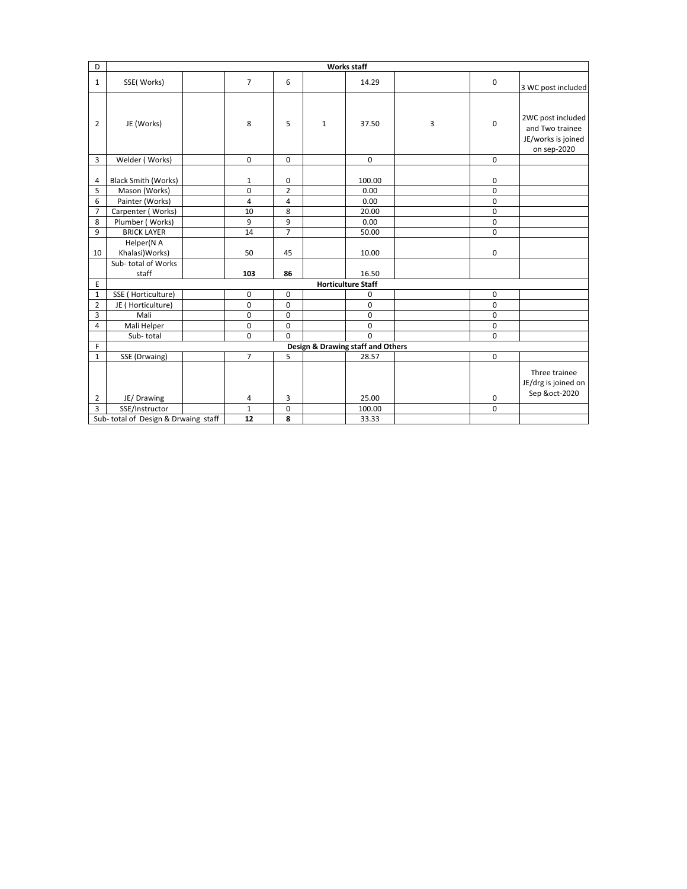| | | | | | | | | | |
|---|---|---|---|---|---|---|---|---|---|
| D | **Works staff** | | | | | | | | |
| 1 | SSE( Works) | | 7 | 6 | | 14.29 | | 0 | 3 WC post included |
| 2 | JE (Works) | | 8 | 5 | 1 | 37.50 | 3 | 0 | 2WC post included and Two trainee JE/works is joined on sep-2020 |
| 3 | Welder ( Works) | | 0 | 0 | | 0 | | 0 | |
| 4 | Black Smith (Works) | | 1 | 0 | | 100.00 | | 0 | |
| 5 | Mason (Works) | | 0 | 2 | | 0.00 | | 0 | |
| 6 | Painter (Works) | | 4 | 4 | | 0.00 | | 0 | |
| 7 | Carpenter ( Works) | | 10 | 8 | | 20.00 | | 0 | |
| 8 | Plumber ( Works) | | 9 | 9 | | 0.00 | | 0 | |
| 9 | BRICK LAYER | | 14 | 7 | | 50.00 | | 0 | |
| 10 | Helper(N A Khalasi)Works) | | 50 | 45 | | 10.00 | | 0 | |
| | Sub- total of Works staff | | **103** | **86** | | 16.50 | | | |
| E | **Horticulture Staff** | | | | | | | | |
| 1 | SSE ( Horticulture) | | 0 | 0 | | 0 | | 0 | |
| 2 | JE ( Horticulture) | | 0 | 0 | | 0 | | 0 | |
| 3 | Mali | | 0 | 0 | | 0 | | 0 | |
| 4 | Mali Helper | | 0 | 0 | | 0 | | 0 | |
| | Sub- total | | 0 | 0 | | 0 | | 0 | |
| F | **Design & Drawing staff and Others** | | | | | | | | |
| 1 | SSE (Drwaing) | | 7 | 5 | | 28.57 | | 0 | |
| 2 | JE/ Drawing | | 4 | 3 | | 25.00 | | 0 | Three trainee JE/drg is joined on Sep &oct-2020 |
| 3 | SSE/Instructor | | 1 | 0 | | 100.00 | | 0 | |
| | Sub- total of Design & Drwaing staff | | **12** | **8** | | 33.33 | | | |